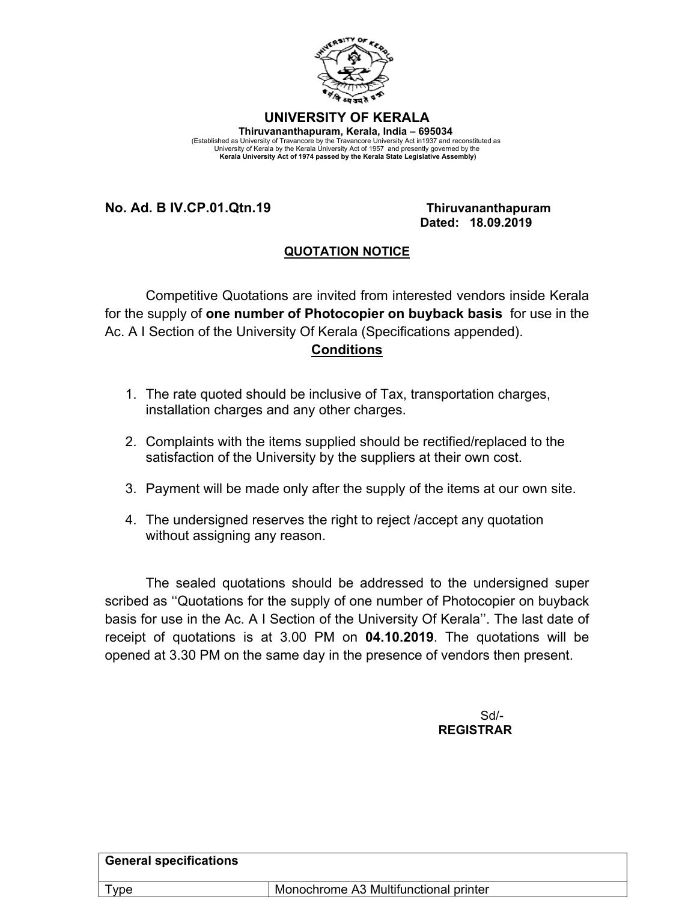# UNIVERSITY OF KERALA

**Thiruvananthapuram, Kerala, India – 695034**

(Established as University of Travancore by the Travancore University Act in1937 and reconstituted as University of Kerala by the Kerala University Act of 1957 and presently governed by the **Kerala University Act of 1974 passed by the Kerala State Legislative Assembly)**

**No. Ad. B IV.CP.01.Qtn.19** **Thiruvananthapuram**
**Dated: 18.09.2019**

## QUOTATION NOTICE

Competitive Quotations are invited from interested vendors inside Kerala for the supply of **one number of Photocopier on buyback basis** for use in the Ac. A I Section of the University Of Kerala (Specifications appended).

### Conditions

1. The rate quoted should be inclusive of Tax, transportation charges, installation charges and any other charges.
2. Complaints with the items supplied should be rectified/replaced to the satisfaction of the University by the suppliers at their own cost.
3. Payment will be made only after the supply of the items at our own site.
4. The undersigned reserves the right to reject /accept any quotation without assigning any reason.

The sealed quotations should be addressed to the undersigned super scribed as ''Quotations for the supply of one number of Photocopier on buyback basis for use in the Ac. A I Section of the University Of Kerala''. The last date of receipt of quotations is at 3.00 PM on **04.10.2019**. The quotations will be opened at 3.30 PM on the same day in the presence of vendors then present.

Sd/-
**REGISTRAR**

| **General specifications** | |
|---|---|
| Type | Monochrome A3 Multifunctional printer |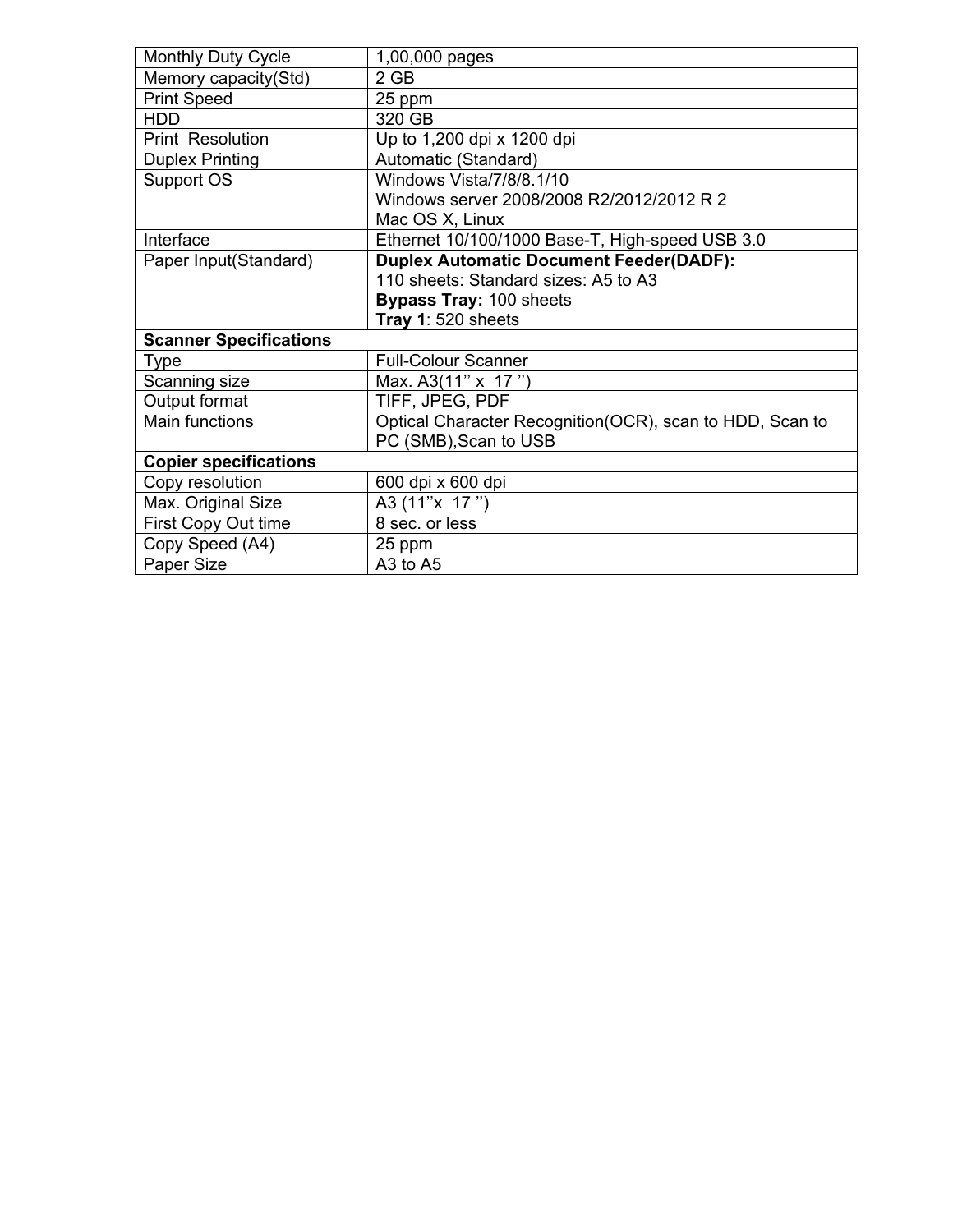| | |
|---|---|
| Monthly Duty Cycle | 1,00,000 pages |
| Memory capacity(Std) | 2 GB |
| Print Speed | 25 ppm |
| HDD | 320 GB |
| Print Resolution | Up to 1,200 dpi x 1200 dpi |
| Duplex Printing | Automatic (Standard) |
| Support OS | Windows Vista/7/8/8.1/10<br>Windows server 2008/2008 R2/2012/2012 R 2<br>Mac OS X, Linux |
| Interface | Ethernet 10/100/1000 Base-T, High-speed USB 3.0 |
| Paper Input(Standard) | **Duplex Automatic Document Feeder(DADF):**<br>110 sheets: Standard sizes: A5 to A3<br>**Bypass Tray:** 100 sheets<br>**Tray 1**: 520 sheets |
| **Scanner Specifications** | |
| Type | Full-Colour Scanner |
| Scanning size | Max. A3(11'' x 17 '') |
| Output format | TIFF, JPEG, PDF |
| Main functions | Optical Character Recognition(OCR), scan to HDD, Scan to PC (SMB),Scan to USB |
| **Copier specifications** | |
| Copy resolution | 600 dpi x 600 dpi |
| Max. Original Size | A3 (11''x 17 '') |
| First Copy Out time | 8 sec. or less |
| Copy Speed (A4) | 25 ppm |
| Paper Size | A3 to A5 |